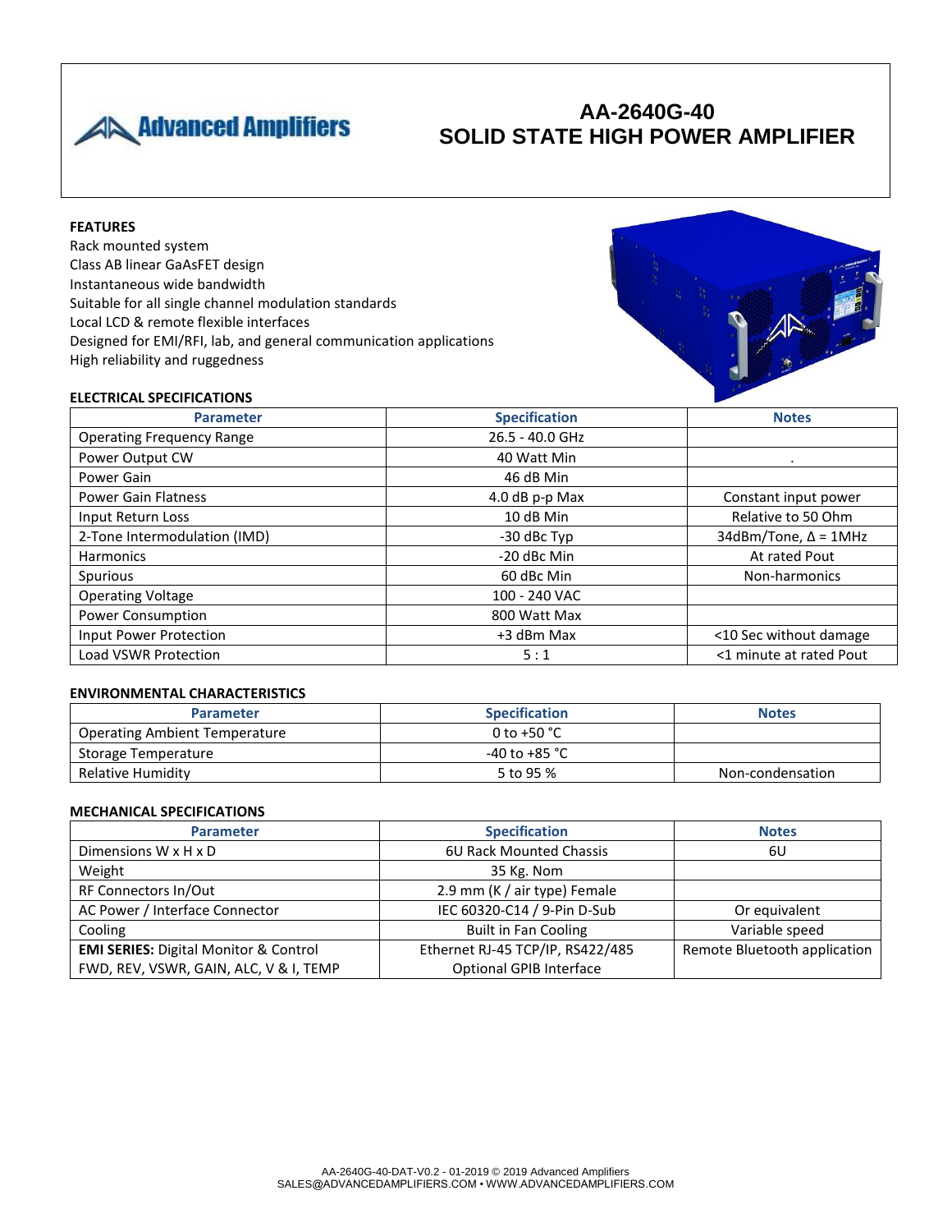# AA-2640G-40
# SOLID STATE HIGH POWER AMPLIFIER

**FEATURES**

Rack mounted system
Class AB linear GaAsFET design
Instantaneous wide bandwidth
Suitable for all single channel modulation standards
Local LCD & remote flexible interfaces
Designed for EMI/RFI, lab, and general communication applications
High reliability and ruggedness

**ELECTRICAL SPECIFICATIONS**

| Parameter | Specification | Notes |
|---|---|---|
| Operating Frequency Range | 26.5 - 40.0 GHz | |
| Power Output CW | 40 Watt Min | . |
| Power Gain | 46 dB Min | |
| Power Gain Flatness | 4.0 dB p-p Max | Constant input power |
| Input Return Loss | 10 dB Min | Relative to 50 Ohm |
| 2-Tone Intermodulation (IMD) | -30 dBc Typ | 34dBm/Tone, Δ = 1MHz |
| Harmonics | -20 dBc Min | At rated Pout |
| Spurious | 60 dBc Min | Non-harmonics |
| Operating Voltage | 100 - 240 VAC | |
| Power Consumption | 800 Watt Max | |
| Input Power Protection | +3 dBm Max | <10 Sec without damage |
| Load VSWR Protection | 5 : 1 | <1 minute at rated Pout |

**ENVIRONMENTAL CHARACTERISTICS**

| Parameter | Specification | Notes |
|---|---|---|
| Operating Ambient Temperature | 0 to +50 °C | |
| Storage Temperature | -40 to +85 °C | |
| Relative Humidity | 5 to 95 % | Non-condensation |

**MECHANICAL SPECIFICATIONS**

| Parameter | Specification | Notes |
|---|---|---|
| Dimensions W x H x D | 6U Rack Mounted Chassis | 6U |
| Weight | 35 Kg. Nom | |
| RF Connectors In/Out | 2.9 mm (K / air type) Female | |
| AC Power / Interface Connector | IEC 60320-C14 / 9-Pin D-Sub | Or equivalent |
| Cooling | Built in Fan Cooling | Variable speed |
| **EMI SERIES:** Digital Monitor & Control FWD, REV, VSWR, GAIN, ALC, V & I, TEMP | Ethernet RJ-45 TCP/IP, RS422/485 Optional GPIB Interface | Remote Bluetooth application |

AA-2640G-40-DAT-V0.2 - 01-2019 © 2019 Advanced Amplifiers
SALES@ADVANCEDAMPLIFIERS.COM • WWW.ADVANCEDAMPLIFIERS.COM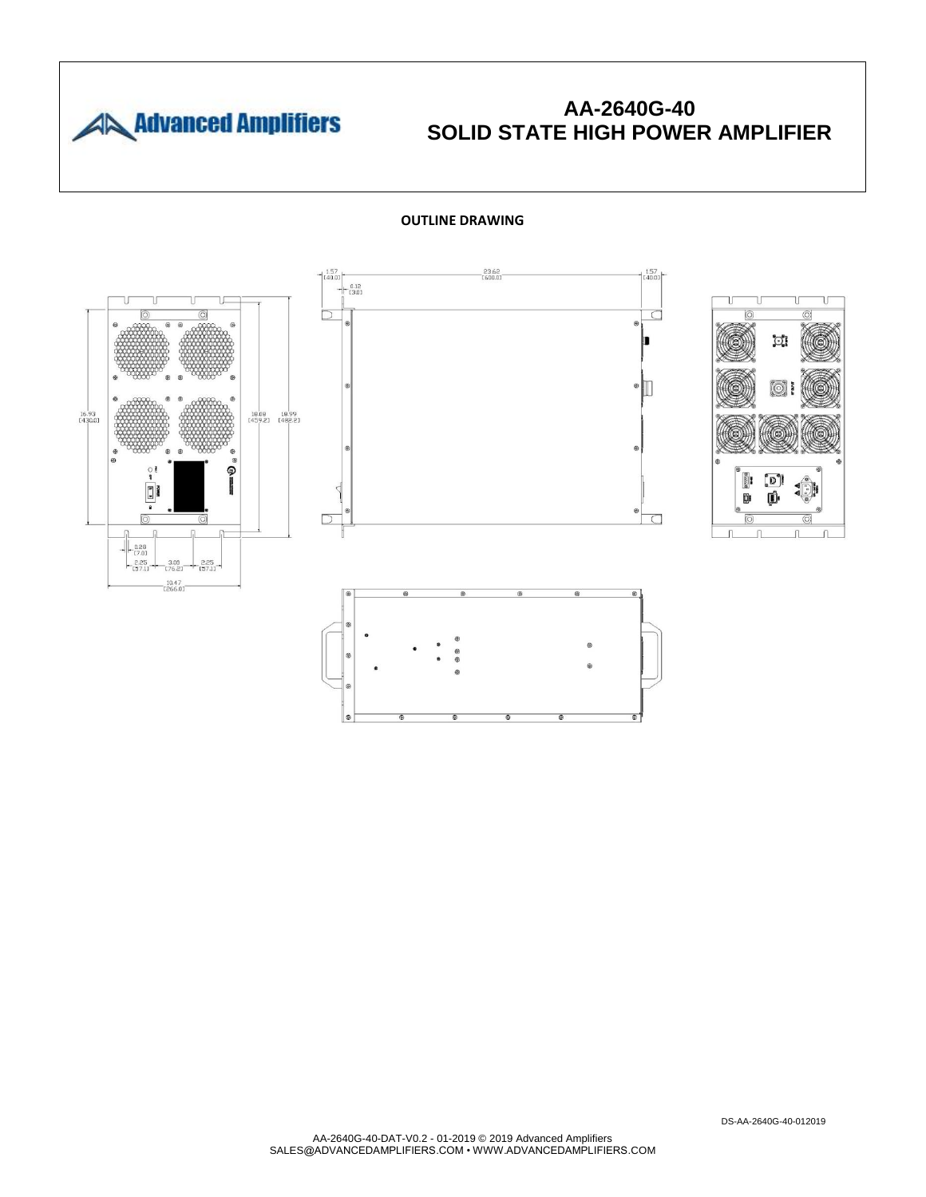# AA-2640G-40
# SOLID STATE HIGH POWER AMPLIFIER

**OUTLINE DRAWING**

16.93
[430.0]

18.08
[459.2]

18.99
[482.2]

0.28
[7.0]

2.25
[57.1]

3.00
[76.2]

2.25
[57.1]

10.47
[266.0]

1.57
[40.0]

0.12
[3.0]

23.62
[600.0]

1.57
[40.0]

DS-AA-2640G-40-012019

AA-2640G-40-DAT-V0.2 - 01-2019 © 2019 Advanced Amplifiers
SALES@ADVANCEDAMPLIFIERS.COM • WWW.ADVANCEDAMPLIFIERS.COM